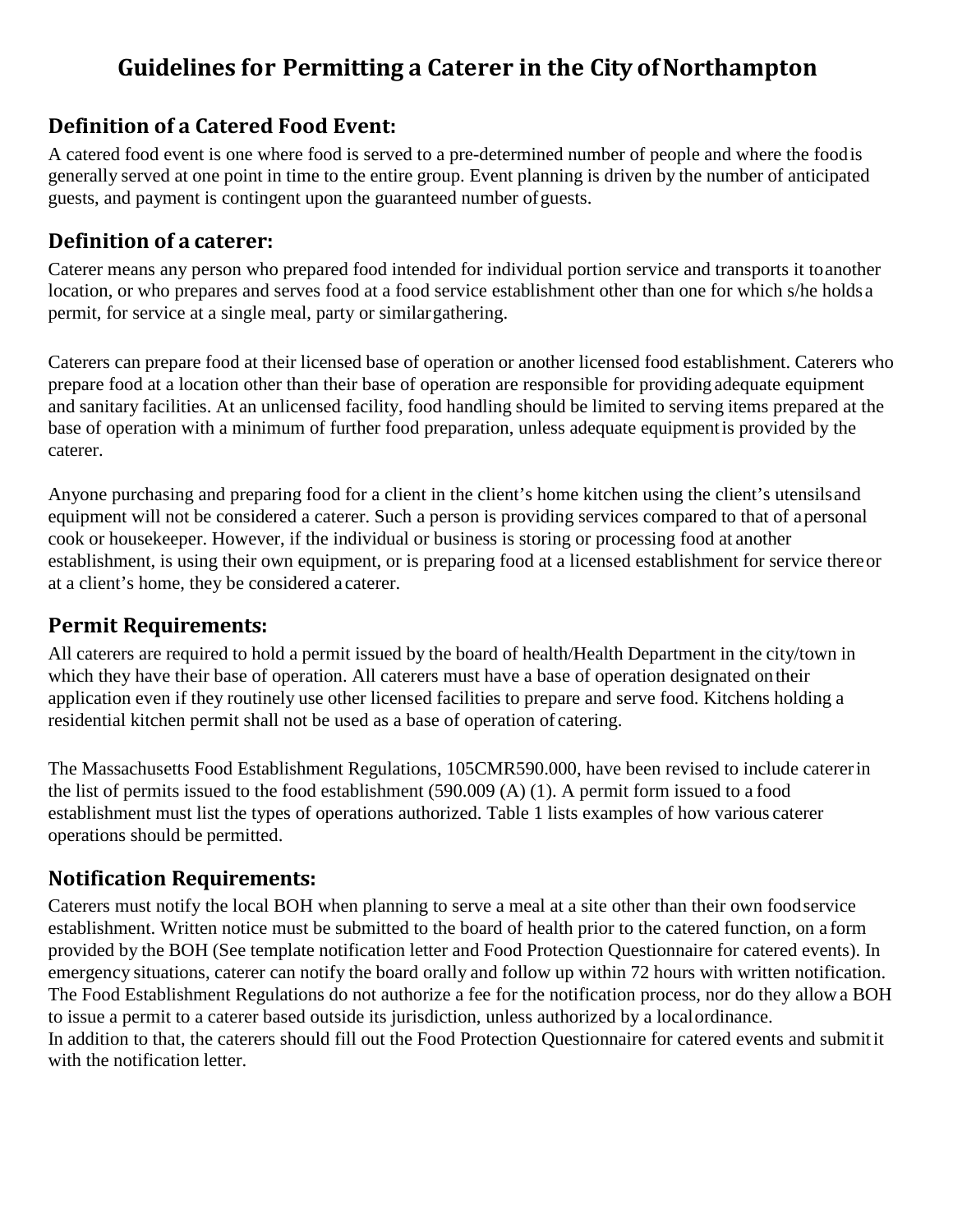# Guidelines for Permitting a Caterer in the City of Northampton

## Definition of a Catered Food Event:

A catered food event is one where food is served to a pre-determined number of people and where the food is generally served at one point in time to the entire group. Event planning is driven by the number of anticipated guests, and payment is contingent upon the guaranteed number of guests.

## Definition of a caterer:

Caterer means any person who prepared food intended for individual portion service and transports it to another location, or who prepares and serves food at a food service establishment other than one for which s/he holds a permit, for service at a single meal, party or similar gathering.

Caterers can prepare food at their licensed base of operation or another licensed food establishment. Caterers who prepare food at a location other than their base of operation are responsible for providing adequate equipment and sanitary facilities. At an unlicensed facility, food handling should be limited to serving items prepared at the base of operation with a minimum of further food preparation, unless adequate equipment is provided by the caterer.

Anyone purchasing and preparing food for a client in the client's home kitchen using the client's utensils and equipment will not be considered a caterer. Such a person is providing services compared to that of a personal cook or housekeeper. However, if the individual or business is storing or processing food at another establishment, is using their own equipment, or is preparing food at a licensed establishment for service there or at a client's home, they be considered a caterer.

## Permit Requirements:

All caterers are required to hold a permit issued by the board of health/Health Department in the city/town in which they have their base of operation. All caterers must have a base of operation designated on their application even if they routinely use other licensed facilities to prepare and serve food. Kitchens holding a residential kitchen permit shall not be used as a base of operation of catering.

The Massachusetts Food Establishment Regulations, 105CMR590.000, have been revised to include caterer in the list of permits issued to the food establishment (590.009 (A) (1). A permit form issued to a food establishment must list the types of operations authorized. Table 1 lists examples of how various caterer operations should be permitted.

## Notification Requirements:

Caterers must notify the local BOH when planning to serve a meal at a site other than their own food service establishment. Written notice must be submitted to the board of health prior to the catered function, on a form provided by the BOH (See template notification letter and Food Protection Questionnaire for catered events). In emergency situations, caterer can notify the board orally and follow up within 72 hours with written notification. The Food Establishment Regulations do not authorize a fee for the notification process, nor do they allow a BOH to issue a permit to a caterer based outside its jurisdiction, unless authorized by a local ordinance.
In addition to that, the caterers should fill out the Food Protection Questionnaire for catered events and submit it with the notification letter.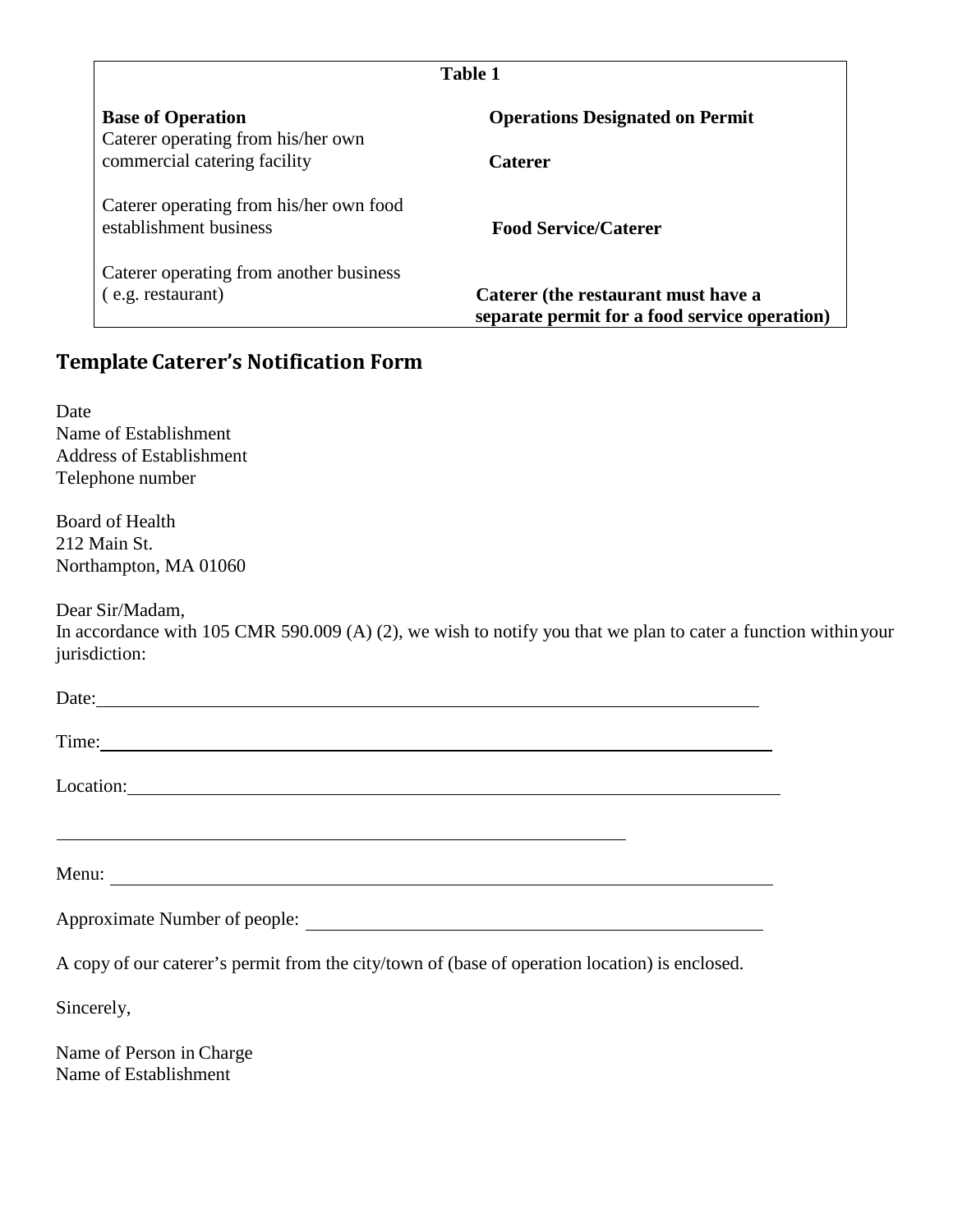**Table 1**

| Base of Operation | Operations Designated on Permit |
| --- | --- |
| Caterer operating from his/her own commercial catering facility | **Caterer** |
| Caterer operating from his/her own food establishment business | **Food Service/Caterer** |
| Caterer operating from another business ( e.g. restaurant) | **Caterer (the restaurant must have a separate permit for a food service operation)** |

## Template Caterer's Notification Form

Date
Name of Establishment
Address of Establishment
Telephone number

Board of Health
212 Main St.
Northampton, MA 01060

Dear Sir/Madam,
In accordance with 105 CMR 590.009 (A) (2), we wish to notify you that we plan to cater a function within your jurisdiction:

Date: ______________________________________________

Time: ______________________________________________

Location: ___________________________________________

____________________________________________

Menu: ______________________________________________

Approximate Number of people: ______________________________

A copy of our caterer's permit from the city/town of (base of operation location) is enclosed.

Sincerely,

Name of Person in Charge
Name of Establishment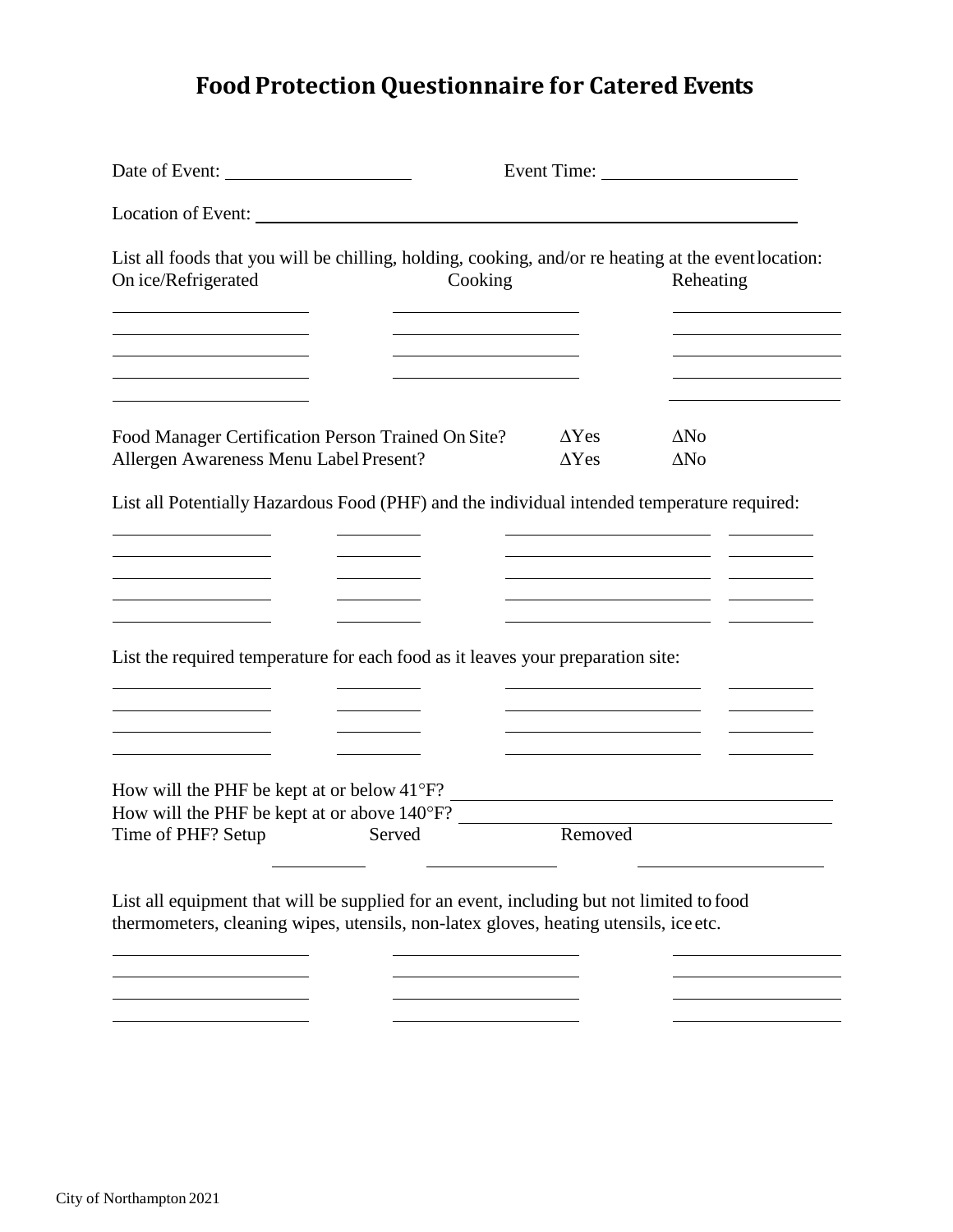# Food Protection Questionnaire for Catered Events

Date of Event: ____________________ Event Time: ____________________

Location of Event: ____________________________________________________________

List all foods that you will be chilling, holding, cooking, and/or re heating at the event location:

| On ice/Refrigerated | Cooking | Reheating |
|---|---|---|
| | | |
| | | |
| | | |
| | | |
| | | |

Food Manager Certification Person Trained On Site? ΔYes ΔNo

Allergen Awareness Menu Label Present? ΔYes ΔNo

List all Potentially Hazardous Food (PHF) and the individual intended temperature required:

| | | | |
|---|---|---|---|
| | | | |
| | | | |
| | | | |
| | | | |
| | | | |

List the required temperature for each food as it leaves your preparation site:

| | | | |
|---|---|---|---|
| | | | |
| | | | |
| | | | |
| | | | |

How will the PHF be kept at or below 41°F? ________________________________________

How will the PHF be kept at or above 140°F? ________________________________________

Time of PHF? Setup __________ Served __________ Removed __________

List all equipment that will be supplied for an event, including but not limited to food thermometers, cleaning wipes, utensils, non-latex gloves, heating utensils, ice etc.

| | | |
|---|---|---|
| | | |
| | | |
| | | |
| | | |

City of Northampton 2021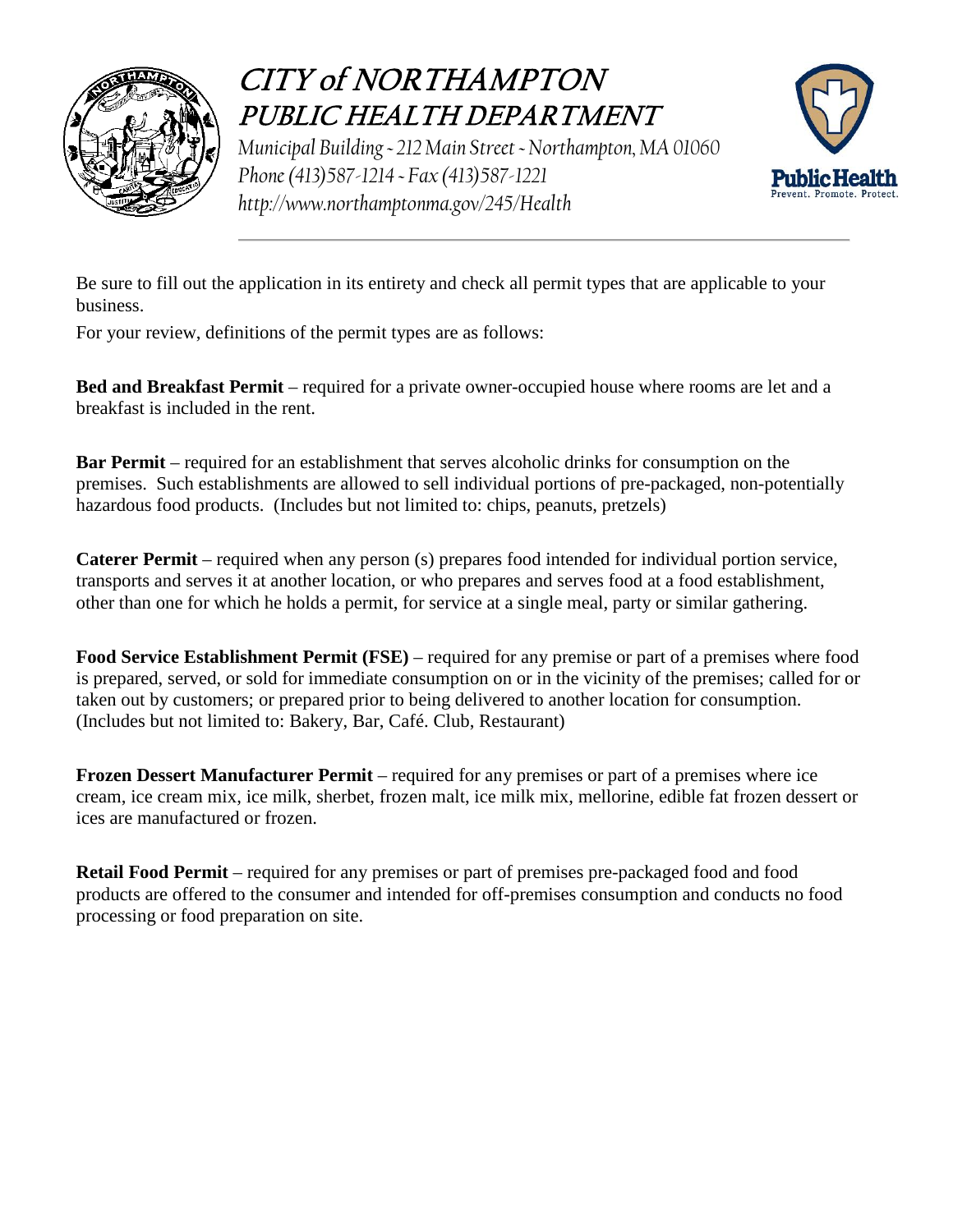# CITY of NORTHAMPTON
# PUBLIC HEALTH DEPARTMENT

*Municipal Building ~ 212 Main Street ~ Northampton, MA 01060*
*Phone (413)587-1214 ~ Fax (413)587-1221*
*http://www.northamptonma.gov/245/Health*

Public Health
Prevent. Promote. Protect.

---

Be sure to fill out the application in its entirety and check all permit types that are applicable to your business.

For your review, definitions of the permit types are as follows:

**Bed and Breakfast Permit** – required for a private owner-occupied house where rooms are let and a breakfast is included in the rent.

**Bar Permit** – required for an establishment that serves alcoholic drinks for consumption on the premises. Such establishments are allowed to sell individual portions of pre-packaged, non-potentially hazardous food products. (Includes but not limited to: chips, peanuts, pretzels)

**Caterer Permit** – required when any person (s) prepares food intended for individual portion service, transports and serves it at another location, or who prepares and serves food at a food establishment, other than one for which he holds a permit, for service at a single meal, party or similar gathering.

**Food Service Establishment Permit (FSE)** – required for any premise or part of a premises where food is prepared, served, or sold for immediate consumption on or in the vicinity of the premises; called for or taken out by customers; or prepared prior to being delivered to another location for consumption. (Includes but not limited to: Bakery, Bar, Café. Club, Restaurant)

**Frozen Dessert Manufacturer Permit** – required for any premises or part of a premises where ice cream, ice cream mix, ice milk, sherbet, frozen malt, ice milk mix, mellorine, edible fat frozen dessert or ices are manufactured or frozen.

**Retail Food Permit** – required for any premises or part of premises pre-packaged food and food products are offered to the consumer and intended for off-premises consumption and conducts no food processing or food preparation on site.